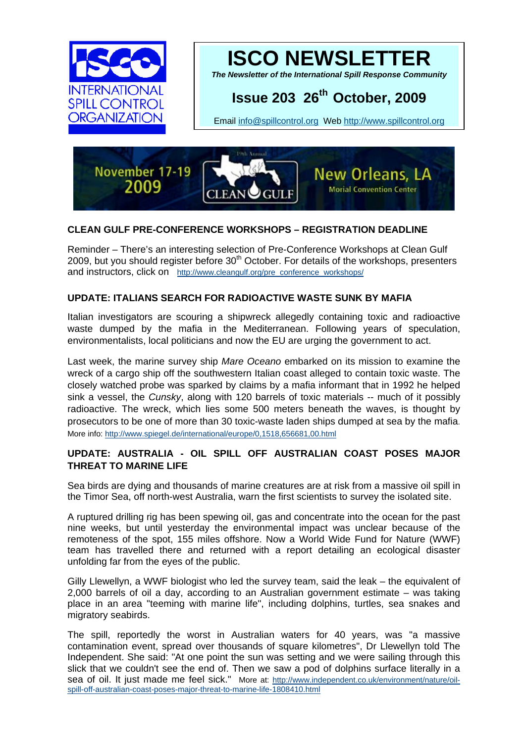INTERNATIONAL SPILL CONTROL ORGANIZATION

# ISCO NEWSLETTER

*The Newsletter of the International Spill Response Community*

## Issue 203 26th October, 2009

Email info@spillcontrol.org Web http://www.spillcontrol.org

November 17-19 2009 — 19th Annual CLEAN GULF — New Orleans, LA, Morial Convention Center

### CLEAN GULF PRE-CONFERENCE WORKSHOPS – REGISTRATION DEADLINE

Reminder – There's an interesting selection of Pre-Conference Workshops at Clean Gulf 2009, but you should register before 30th October. For details of the workshops, presenters and instructors, click on http://www.cleangulf.org/pre_conference_workshops/

### UPDATE: ITALIANS SEARCH FOR RADIOACTIVE WASTE SUNK BY MAFIA

Italian investigators are scouring a shipwreck allegedly containing toxic and radioactive waste dumped by the mafia in the Mediterranean. Following years of speculation, environmentalists, local politicians and now the EU are urging the government to act.

Last week, the marine survey ship *Mare Oceano* embarked on its mission to examine the wreck of a cargo ship off the southwestern Italian coast alleged to contain toxic waste. The closely watched probe was sparked by claims by a mafia informant that in 1992 he helped sink a vessel, the *Cunsky*, along with 120 barrels of toxic materials -- much of it possibly radioactive. The wreck, which lies some 500 meters beneath the waves, is thought by prosecutors to be one of more than 30 toxic-waste laden ships dumped at sea by the mafia. More info: http://www.spiegel.de/international/europe/0,1518,656681,00.html

### UPDATE: AUSTRALIA - OIL SPILL OFF AUSTRALIAN COAST POSES MAJOR THREAT TO MARINE LIFE

Sea birds are dying and thousands of marine creatures are at risk from a massive oil spill in the Timor Sea, off north-west Australia, warn the first scientists to survey the isolated site.

A ruptured drilling rig has been spewing oil, gas and concentrate into the ocean for the past nine weeks, but until yesterday the environmental impact was unclear because of the remoteness of the spot, 155 miles offshore. Now a World Wide Fund for Nature (WWF) team has travelled there and returned with a report detailing an ecological disaster unfolding far from the eyes of the public.

Gilly Llewellyn, a WWF biologist who led the survey team, said the leak – the equivalent of 2,000 barrels of oil a day, according to an Australian government estimate – was taking place in an area "teeming with marine life", including dolphins, turtles, sea snakes and migratory seabirds.

The spill, reportedly the worst in Australian waters for 40 years, was "a massive contamination event, spread over thousands of square kilometres", Dr Llewellyn told The Independent. She said: "At one point the sun was setting and we were sailing through this slick that we couldn't see the end of. Then we saw a pod of dolphins surface literally in a sea of oil. It just made me feel sick." More at: http://www.independent.co.uk/environment/nature/oil-spill-off-australian-coast-poses-major-threat-to-marine-life-1808410.html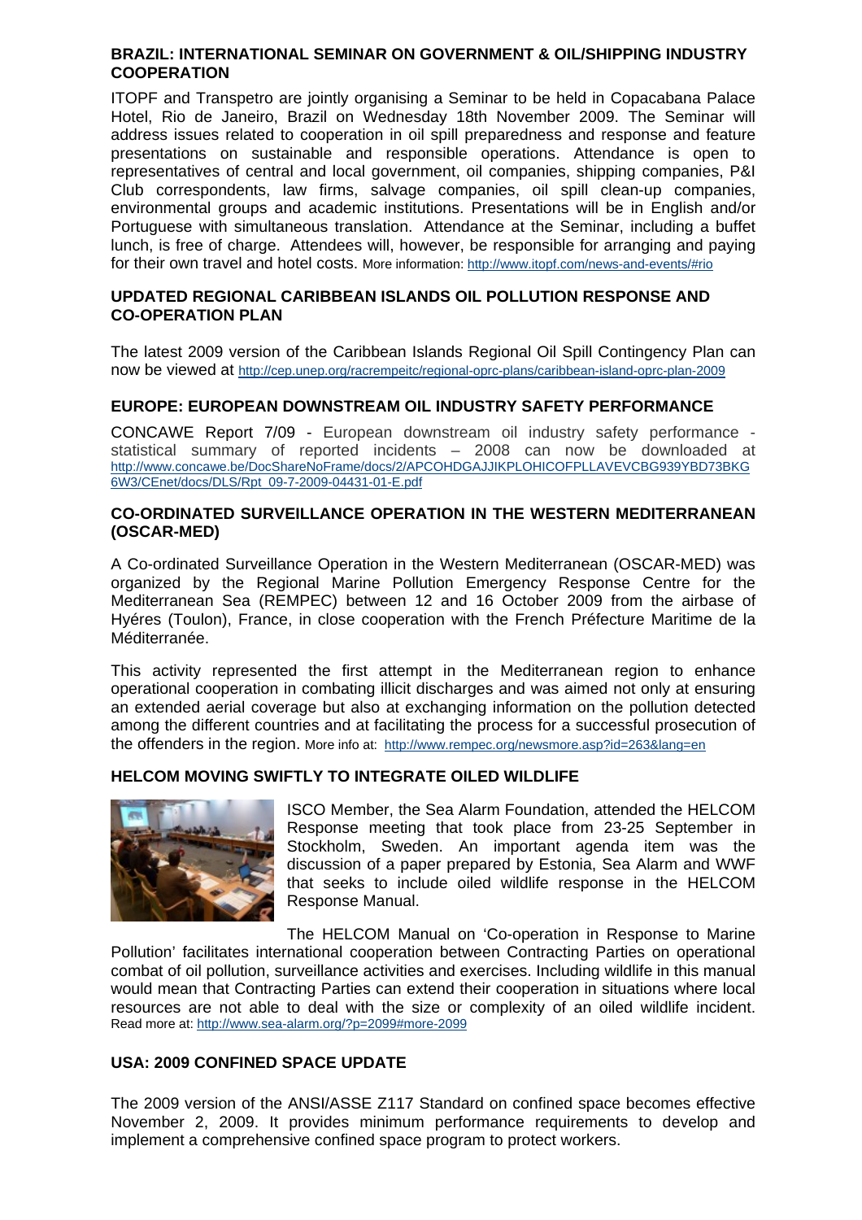**BRAZIL: INTERNATIONAL SEMINAR ON GOVERNMENT & OIL/SHIPPING INDUSTRY COOPERATION**

ITOPF and Transpetro are jointly organising a Seminar to be held in Copacabana Palace Hotel, Rio de Janeiro, Brazil on Wednesday 18th November 2009. The Seminar will address issues related to cooperation in oil spill preparedness and response and feature presentations on sustainable and responsible operations. Attendance is open to representatives of central and local government, oil companies, shipping companies, P&I Club correspondents, law firms, salvage companies, oil spill clean-up companies, environmental groups and academic institutions. Presentations will be in English and/or Portuguese with simultaneous translation. Attendance at the Seminar, including a buffet lunch, is free of charge. Attendees will, however, be responsible for arranging and paying for their own travel and hotel costs. More information: http://www.itopf.com/news-and-events/#rio

**UPDATED REGIONAL CARIBBEAN ISLANDS OIL POLLUTION RESPONSE AND CO-OPERATION PLAN**

The latest 2009 version of the Caribbean Islands Regional Oil Spill Contingency Plan can now be viewed at http://cep.unep.org/racrempeitc/regional-oprc-plans/caribbean-island-oprc-plan-2009

**EUROPE: EUROPEAN DOWNSTREAM OIL INDUSTRY SAFETY PERFORMANCE**

CONCAWE Report 7/09 - European downstream oil industry safety performance - statistical summary of reported incidents – 2008 can now be downloaded at http://www.concawe.be/DocShareNoFrame/docs/2/APCOHDGAJJIKPLOHICOFPLLAVEVCBG939YBD73BKG6W3/CEnet/docs/DLS/Rpt_09-7-2009-04431-01-E.pdf

**CO-ORDINATED SURVEILLANCE OPERATION IN THE WESTERN MEDITERRANEAN (OSCAR-MED)**

A Co-ordinated Surveillance Operation in the Western Mediterranean (OSCAR-MED) was organized by the Regional Marine Pollution Emergency Response Centre for the Mediterranean Sea (REMPEC) between 12 and 16 October 2009 from the airbase of Hyéres (Toulon), France, in close cooperation with the French Préfecture Maritime de la Méditerranée.

This activity represented the first attempt in the Mediterranean region to enhance operational cooperation in combating illicit discharges and was aimed not only at ensuring an extended aerial coverage but also at exchanging information on the pollution detected among the different countries and at facilitating the process for a successful prosecution of the offenders in the region. More info at: http://www.rempec.org/newsmore.asp?id=263&lang=en

**HELCOM MOVING SWIFTLY TO INTEGRATE OILED WILDLIFE**

ISCO Member, the Sea Alarm Foundation, attended the HELCOM Response meeting that took place from 23-25 September in Stockholm, Sweden. An important agenda item was the discussion of a paper prepared by Estonia, Sea Alarm and WWF that seeks to include oiled wildlife response in the HELCOM Response Manual.

The HELCOM Manual on 'Co-operation in Response to Marine Pollution' facilitates international cooperation between Contracting Parties on operational combat of oil pollution, surveillance activities and exercises. Including wildlife in this manual would mean that Contracting Parties can extend their cooperation in situations where local resources are not able to deal with the size or complexity of an oiled wildlife incident. Read more at: http://www.sea-alarm.org/?p=2099#more-2099

**USA: 2009 CONFINED SPACE UPDATE**

The 2009 version of the ANSI/ASSE Z117 Standard on confined space becomes effective November 2, 2009. It provides minimum performance requirements to develop and implement a comprehensive confined space program to protect workers.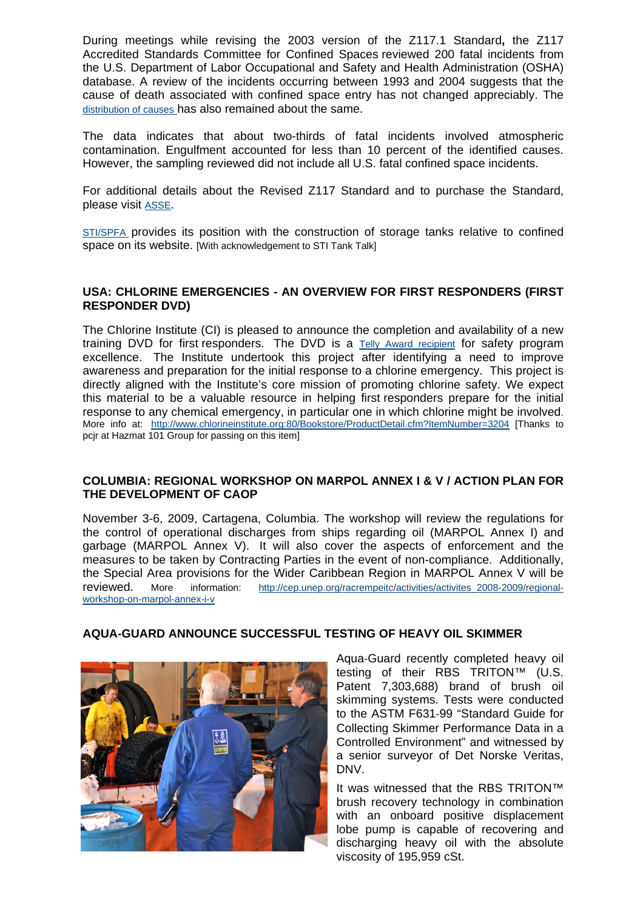During meetings while revising the 2003 version of the Z117.1 Standard**,** the Z117 Accredited Standards Committee for Confined Spaces reviewed 200 fatal incidents from the U.S. Department of Labor Occupational and Safety and Health Administration (OSHA) database. A review of the incidents occurring between 1993 and 2004 suggests that the cause of death associated with confined space entry has not changed appreciably. The distribution of causes has also remained about the same.

The data indicates that about two-thirds of fatal incidents involved atmospheric contamination. Engulfment accounted for less than 10 percent of the identified causes. However, the sampling reviewed did not include all U.S. fatal confined space incidents.

For additional details about the Revised Z117 Standard and to purchase the Standard, please visit ASSE.

STI/SPFA provides its position with the construction of storage tanks relative to confined space on its website. [With acknowledgement to STI Tank Talk]

## USA: CHLORINE EMERGENCIES - AN OVERVIEW FOR FIRST RESPONDERS (FIRST RESPONDER DVD)

The Chlorine Institute (CI) is pleased to announce the completion and availability of a new training DVD for first responders. The DVD is a Telly Award recipient for safety program excellence. The Institute undertook this project after identifying a need to improve awareness and preparation for the initial response to a chlorine emergency. This project is directly aligned with the Institute's core mission of promoting chlorine safety. We expect this material to be a valuable resource in helping first responders prepare for the initial response to any chemical emergency, in particular one in which chlorine might be involved. More info at: http://www.chlorineinstitute.org:80/Bookstore/ProductDetail.cfm?ItemNumber=3204 [Thanks to pcjr at Hazmat 101 Group for passing on this item]

## COLUMBIA: REGIONAL WORKSHOP ON MARPOL ANNEX I & V / ACTION PLAN FOR THE DEVELOPMENT OF CAOP

November 3-6, 2009, Cartagena, Columbia. The workshop will review the regulations for the control of operational discharges from ships regarding oil (MARPOL Annex I) and garbage (MARPOL Annex V). It will also cover the aspects of enforcement and the measures to be taken by Contracting Parties in the event of non-compliance. Additionally, the Special Area provisions for the Wider Caribbean Region in MARPOL Annex V will be reviewed. More information: http://cep.unep.org/racrempeitc/activities/activites_2008-2009/regional-workshop-on-marpol-annex-i-v

## AQUA-GUARD ANNOUNCE SUCCESSFUL TESTING OF HEAVY OIL SKIMMER

Aqua-Guard recently completed heavy oil testing of their RBS TRITON™ (U.S. Patent 7,303,688) brand of brush oil skimming systems. Tests were conducted to the ASTM F631-99 "Standard Guide for Collecting Skimmer Performance Data in a Controlled Environment" and witnessed by a senior surveyor of Det Norske Veritas, DNV.

It was witnessed that the RBS TRITON™ brush recovery technology in combination with an onboard positive displacement lobe pump is capable of recovering and discharging heavy oil with the absolute viscosity of 195,959 cSt.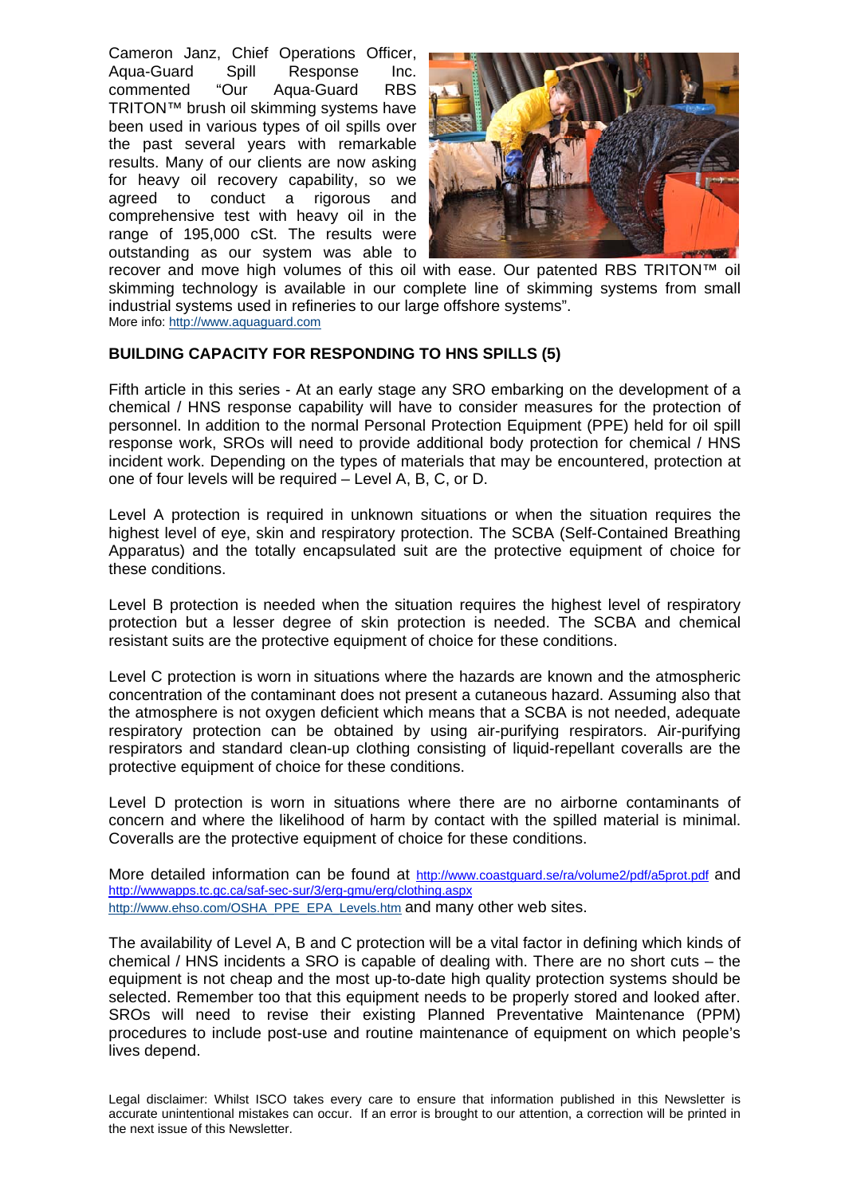Cameron Janz, Chief Operations Officer, Aqua-Guard Spill Response Inc. commented "Our Aqua-Guard RBS TRITON™ brush oil skimming systems have been used in various types of oil spills over the past several years with remarkable results. Many of our clients are now asking for heavy oil recovery capability, so we agreed to conduct a rigorous and comprehensive test with heavy oil in the range of 195,000 cSt. The results were outstanding as our system was able to recover and move high volumes of this oil with ease. Our patented RBS TRITON™ oil skimming technology is available in our complete line of skimming systems from small industrial systems used in refineries to our large offshore systems".
More info: http://www.aquaguard.com

**BUILDING CAPACITY FOR RESPONDING TO HNS SPILLS (5)**

Fifth article in this series - At an early stage any SRO embarking on the development of a chemical / HNS response capability will have to consider measures for the protection of personnel. In addition to the normal Personal Protection Equipment (PPE) held for oil spill response work, SROs will need to provide additional body protection for chemical / HNS incident work. Depending on the types of materials that may be encountered, protection at one of four levels will be required – Level A, B, C, or D.

Level A protection is required in unknown situations or when the situation requires the highest level of eye, skin and respiratory protection. The SCBA (Self-Contained Breathing Apparatus) and the totally encapsulated suit are the protective equipment of choice for these conditions.

Level B protection is needed when the situation requires the highest level of respiratory protection but a lesser degree of skin protection is needed. The SCBA and chemical resistant suits are the protective equipment of choice for these conditions.

Level C protection is worn in situations where the hazards are known and the atmospheric concentration of the contaminant does not present a cutaneous hazard. Assuming also that the atmosphere is not oxygen deficient which means that a SCBA is not needed, adequate respiratory protection can be obtained by using air-purifying respirators. Air-purifying respirators and standard clean-up clothing consisting of liquid-repellant coveralls are the protective equipment of choice for these conditions.

Level D protection is worn in situations where there are no airborne contaminants of concern and where the likelihood of harm by contact with the spilled material is minimal. Coveralls are the protective equipment of choice for these conditions.

More detailed information can be found at http://www.coastguard.se/ra/volume2/pdf/a5prot.pdf and http://wwwapps.tc.gc.ca/saf-sec-sur/3/erg-gmu/erg/clothing.aspx
http://www.ehso.com/OSHA_PPE_EPA_Levels.htm and many other web sites.

The availability of Level A, B and C protection will be a vital factor in defining which kinds of chemical / HNS incidents a SRO is capable of dealing with. There are no short cuts – the equipment is not cheap and the most up-to-date high quality protection systems should be selected. Remember too that this equipment needs to be properly stored and looked after. SROs will need to revise their existing Planned Preventative Maintenance (PPM) procedures to include post-use and routine maintenance of equipment on which people's lives depend.

Legal disclaimer: Whilst ISCO takes every care to ensure that information published in this Newsletter is accurate unintentional mistakes can occur. If an error is brought to our attention, a correction will be printed in the next issue of this Newsletter.